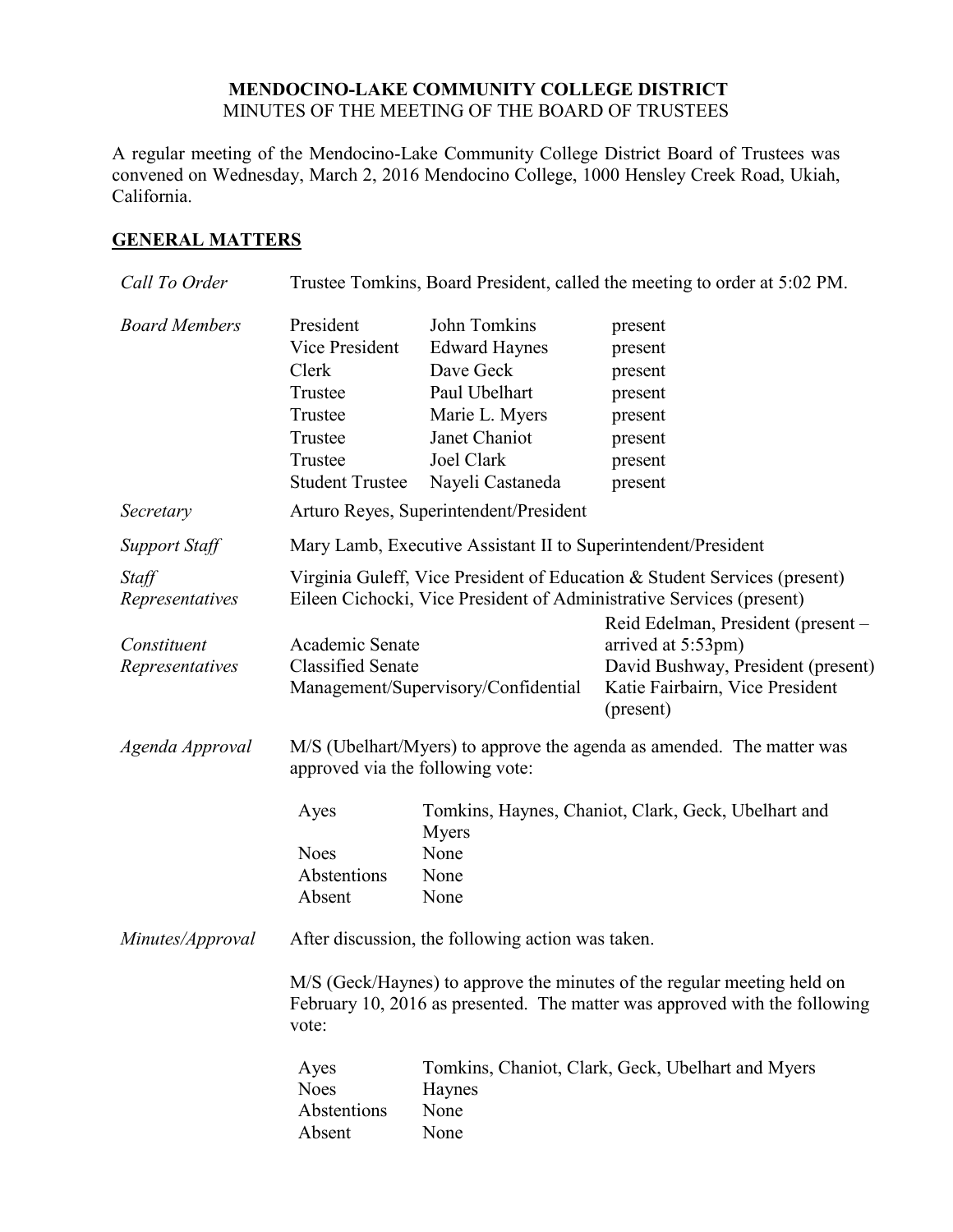**MENDOCINO-LAKE COMMUNITY COLLEGE DISTRICT**
MINUTES OF THE MEETING OF THE BOARD OF TRUSTEES

A regular meeting of the Mendocino-Lake Community College District Board of Trustees was convened on Wednesday, March 2, 2016 Mendocino College, 1000 Hensley Creek Road, Ukiah, California.

## GENERAL MATTERS

*Call To Order* — Trustee Tomkins, Board President, called the meeting to order at 5:02 PM.

*Board Members*

| | | |
|---|---|---|
| President | John Tomkins | present |
| Vice President | Edward Haynes | present |
| Clerk | Dave Geck | present |
| Trustee | Paul Ubelhart | present |
| Trustee | Marie L. Myers | present |
| Trustee | Janet Chaniot | present |
| Trustee | Joel Clark | present |
| Student Trustee | Nayeli Castaneda | present |

*Secretary* — Arturo Reyes, Superintendent/President

*Support Staff* — Mary Lamb, Executive Assistant II to Superintendent/President

*Staff Representatives* — Virginia Guleff, Vice President of Education & Student Services (present)
Eileen Cichocki, Vice President of Administrative Services (present)

*Constituent Representatives*

| | |
|---|---|
| Academic Senate | Reid Edelman, President (present – arrived at 5:53pm) |
| Classified Senate | David Bushway, President (present) |
| Management/Supervisory/Confidential | Katie Fairbairn, Vice President (present) |

*Agenda Approval* — M/S (Ubelhart/Myers) to approve the agenda as amended. The matter was approved via the following vote:

| | |
|---|---|
| Ayes | Tomkins, Haynes, Chaniot, Clark, Geck, Ubelhart and Myers |
| Noes | None |
| Abstentions | None |
| Absent | None |

*Minutes/Approval* — After discussion, the following action was taken.

M/S (Geck/Haynes) to approve the minutes of the regular meeting held on February 10, 2016 as presented. The matter was approved with the following vote:

| | |
|---|---|
| Ayes | Tomkins, Chaniot, Clark, Geck, Ubelhart and Myers |
| Noes | Haynes |
| Abstentions | None |
| Absent | None |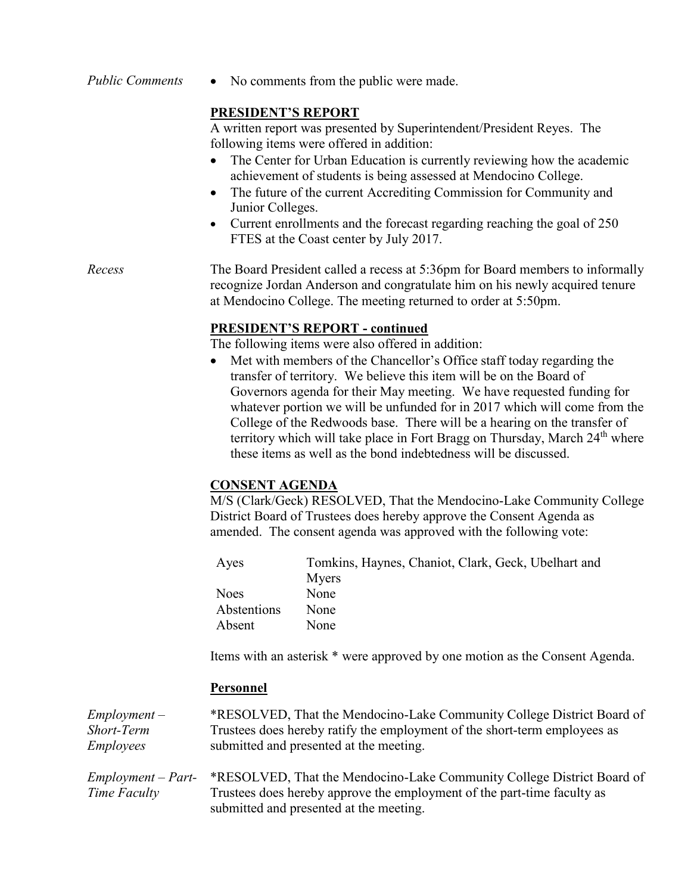*Public Comments*

- No comments from the public were made.

**PRESIDENT'S REPORT**

A written report was presented by Superintendent/President Reyes. The following items were offered in addition:

- The Center for Urban Education is currently reviewing how the academic achievement of students is being assessed at Mendocino College.
- The future of the current Accrediting Commission for Community and Junior Colleges.
- Current enrollments and the forecast regarding reaching the goal of 250 FTES at the Coast center by July 2017.

*Recess*

The Board President called a recess at 5:36pm for Board members to informally recognize Jordan Anderson and congratulate him on his newly acquired tenure at Mendocino College. The meeting returned to order at 5:50pm.

**PRESIDENT'S REPORT - continued**

The following items were also offered in addition:

- Met with members of the Chancellor's Office staff today regarding the transfer of territory. We believe this item will be on the Board of Governors agenda for their May meeting. We have requested funding for whatever portion we will be unfunded for in 2017 which will come from the College of the Redwoods base. There will be a hearing on the transfer of territory which will take place in Fort Bragg on Thursday, March 24th where these items as well as the bond indebtedness will be discussed.

**CONSENT AGENDA**

M/S (Clark/Geck) RESOLVED, That the Mendocino-Lake Community College District Board of Trustees does hereby approve the Consent Agenda as amended. The consent agenda was approved with the following vote:

| | |
|---|---|
| Ayes | Tomkins, Haynes, Chaniot, Clark, Geck, Ubelhart and Myers |
| Noes | None |
| Abstentions | None |
| Absent | None |

Items with an asterisk * were approved by one motion as the Consent Agenda.

**Personnel**

*Employment – Short-Term Employees*

*RESOLVED, That the Mendocino-Lake Community College District Board of Trustees does hereby ratify the employment of the short-term employees as submitted and presented at the meeting.

*Employment – Part-Time Faculty*

*RESOLVED, That the Mendocino-Lake Community College District Board of Trustees does hereby approve the employment of the part-time faculty as submitted and presented at the meeting.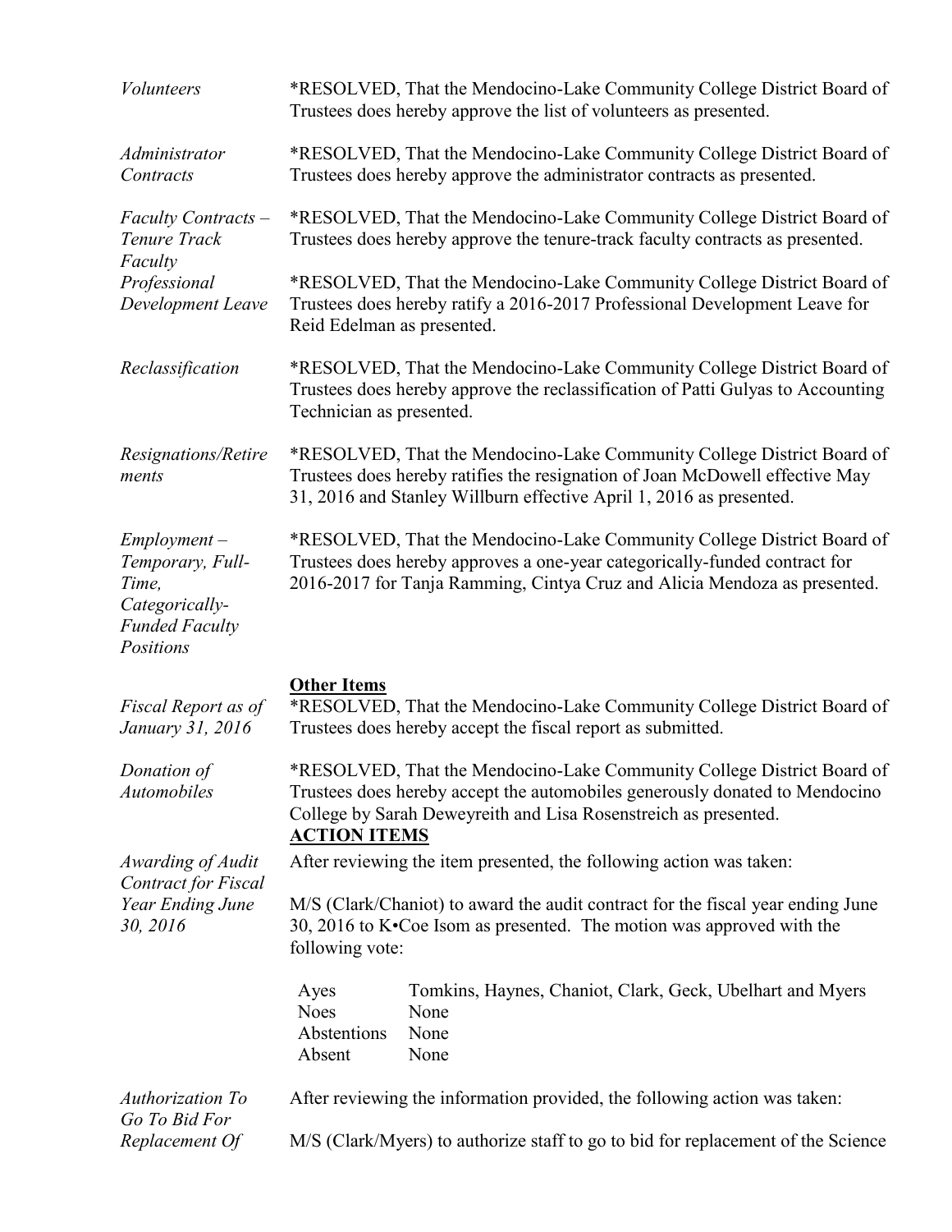*Volunteers*

*RESOLVED, That the Mendocino-Lake Community College District Board of Trustees does hereby approve the list of volunteers as presented.

*Administrator Contracts*

*RESOLVED, That the Mendocino-Lake Community College District Board of Trustees does hereby approve the administrator contracts as presented.

*Faculty Contracts – Tenure Track Faculty*

*RESOLVED, That the Mendocino-Lake Community College District Board of Trustees does hereby approve the tenure-track faculty contracts as presented.

*Professional Development Leave*

*RESOLVED, That the Mendocino-Lake Community College District Board of Trustees does hereby ratify a 2016-2017 Professional Development Leave for Reid Edelman as presented.

*Reclassification*

*RESOLVED, That the Mendocino-Lake Community College District Board of Trustees does hereby approve the reclassification of Patti Gulyas to Accounting Technician as presented.

*Resignations/Retirements*

*RESOLVED, That the Mendocino-Lake Community College District Board of Trustees does hereby ratifies the resignation of Joan McDowell effective May 31, 2016 and Stanley Willburn effective April 1, 2016 as presented.

*Employment – Temporary, Full-Time, Categorically-Funded Faculty Positions*

*RESOLVED, That the Mendocino-Lake Community College District Board of Trustees does hereby approves a one-year categorically-funded contract for 2016-2017 for Tanja Ramming, Cintya Cruz and Alicia Mendoza as presented.

**Other Items**

*Fiscal Report as of January 31, 2016*

*RESOLVED, That the Mendocino-Lake Community College District Board of Trustees does hereby accept the fiscal report as submitted.

*Donation of Automobiles*

*RESOLVED, That the Mendocino-Lake Community College District Board of Trustees does hereby accept the automobiles generously donated to Mendocino College by Sarah Deweyreith and Lisa Rosenstreich as presented.

**ACTION ITEMS**

*Awarding of Audit Contract for Fiscal Year Ending June 30, 2016*

After reviewing the item presented, the following action was taken:

M/S (Clark/Chaniot) to award the audit contract for the fiscal year ending June 30, 2016 to K•Coe Isom as presented. The motion was approved with the following vote:

| | |
|---|---|
| Ayes | Tomkins, Haynes, Chaniot, Clark, Geck, Ubelhart and Myers |
| Noes | None |
| Abstentions | None |
| Absent | None |

*Authorization To Go To Bid For Replacement Of*

After reviewing the information provided, the following action was taken:

M/S (Clark/Myers) to authorize staff to go to bid for replacement of the Science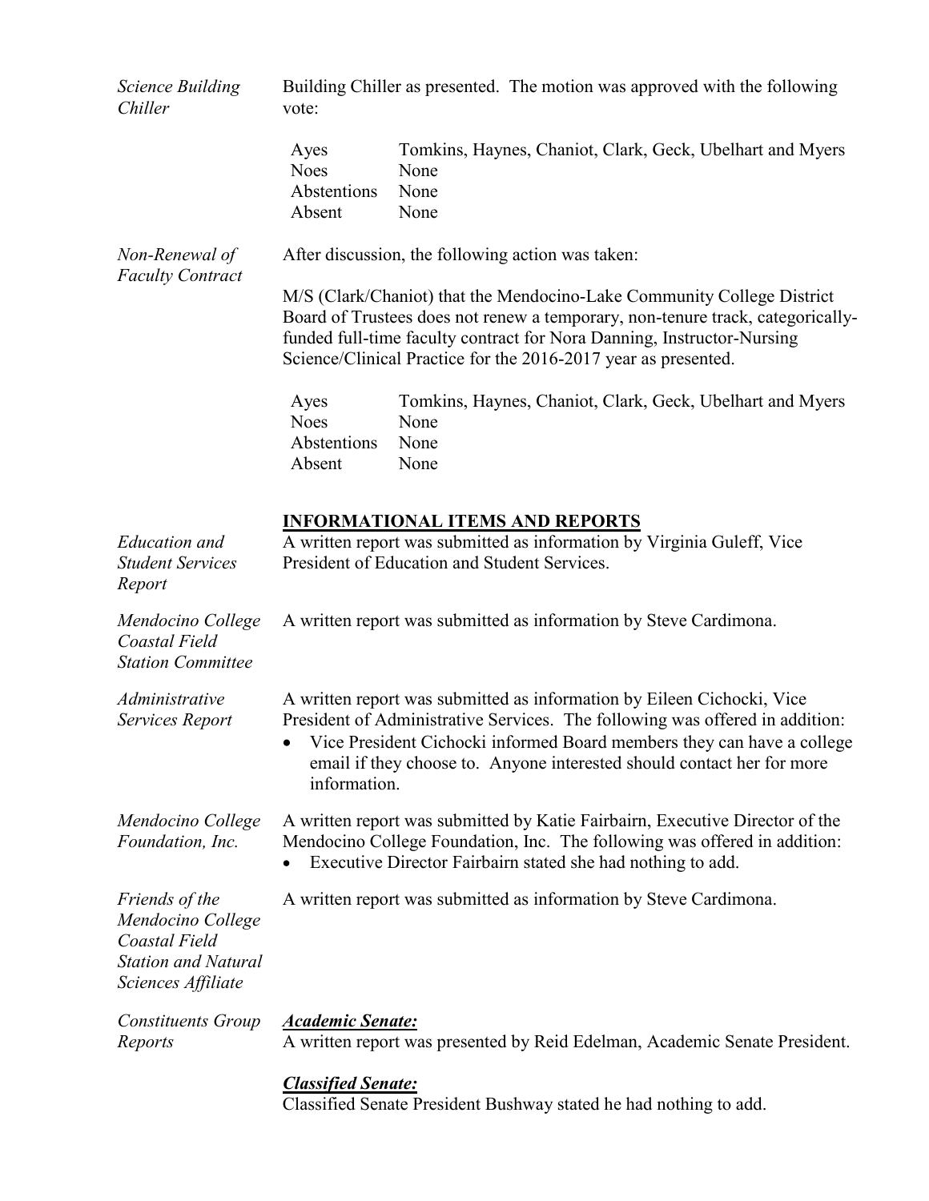*Science Building Chiller*

Building Chiller as presented. The motion was approved with the following vote:

| | |
|---|---|
| Ayes | Tomkins, Haynes, Chaniot, Clark, Geck, Ubelhart and Myers |
| Noes | None |
| Abstentions | None |
| Absent | None |

*Non-Renewal of Faculty Contract*

After discussion, the following action was taken:

M/S (Clark/Chaniot) that the Mendocino-Lake Community College District Board of Trustees does not renew a temporary, non-tenure track, categorically-funded full-time faculty contract for Nora Danning, Instructor-Nursing Science/Clinical Practice for the 2016-2017 year as presented.

| | |
|---|---|
| Ayes | Tomkins, Haynes, Chaniot, Clark, Geck, Ubelhart and Myers |
| Noes | None |
| Abstentions | None |
| Absent | None |

## INFORMATIONAL ITEMS AND REPORTS

*Education and Student Services Report*

A written report was submitted as information by Virginia Guleff, Vice President of Education and Student Services.

*Mendocino College Coastal Field Station Committee*

A written report was submitted as information by Steve Cardimona.

*Administrative Services Report*

A written report was submitted as information by Eileen Cichocki, Vice President of Administrative Services. The following was offered in addition:

- Vice President Cichocki informed Board members they can have a college email if they choose to. Anyone interested should contact her for more information.

*Mendocino College Foundation, Inc.*

A written report was submitted by Katie Fairbairn, Executive Director of the Mendocino College Foundation, Inc. The following was offered in addition:

- Executive Director Fairbairn stated she had nothing to add.

*Friends of the Mendocino College Coastal Field Station and Natural Sciences Affiliate*

A written report was submitted as information by Steve Cardimona.

*Constituents Group Reports*

***Academic Senate:***

A written report was presented by Reid Edelman, Academic Senate President.

***Classified Senate:***

Classified Senate President Bushway stated he had nothing to add.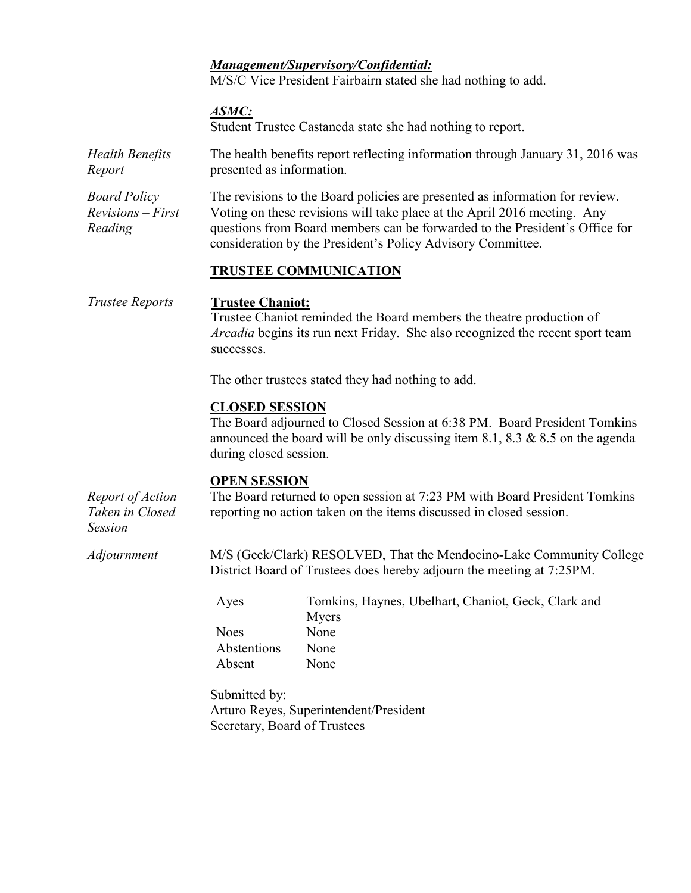***Management/Supervisory/Confidential:***
M/S/C Vice President Fairbairn stated she had nothing to add.

***ASMC:***
Student Trustee Castaneda state she had nothing to report.

*Health Benefits Report*

The health benefits report reflecting information through January 31, 2016 was presented as information.

*Board Policy Revisions – First Reading*

The revisions to the Board policies are presented as information for review. Voting on these revisions will take place at the April 2016 meeting. Any questions from Board members can be forwarded to the President's Office for consideration by the President's Policy Advisory Committee.

## TRUSTEE COMMUNICATION

*Trustee Reports*

**Trustee Chaniot:**
Trustee Chaniot reminded the Board members the theatre production of *Arcadia* begins its run next Friday. She also recognized the recent sport team successes.

The other trustees stated they had nothing to add.

## CLOSED SESSION

The Board adjourned to Closed Session at 6:38 PM. Board President Tomkins announced the board will be only discussing item 8.1, 8.3 & 8.5 on the agenda during closed session.

## OPEN SESSION

*Report of Action Taken in Closed Session*

The Board returned to open session at 7:23 PM with Board President Tomkins reporting no action taken on the items discussed in closed session.

*Adjournment*

M/S (Geck/Clark) RESOLVED, That the Mendocino-Lake Community College District Board of Trustees does hereby adjourn the meeting at 7:25PM.

| | |
|---|---|
| Ayes | Tomkins, Haynes, Ubelhart, Chaniot, Geck, Clark and Myers |
| Noes | None |
| Abstentions | None |
| Absent | None |

Submitted by:
Arturo Reyes, Superintendent/President
Secretary, Board of Trustees